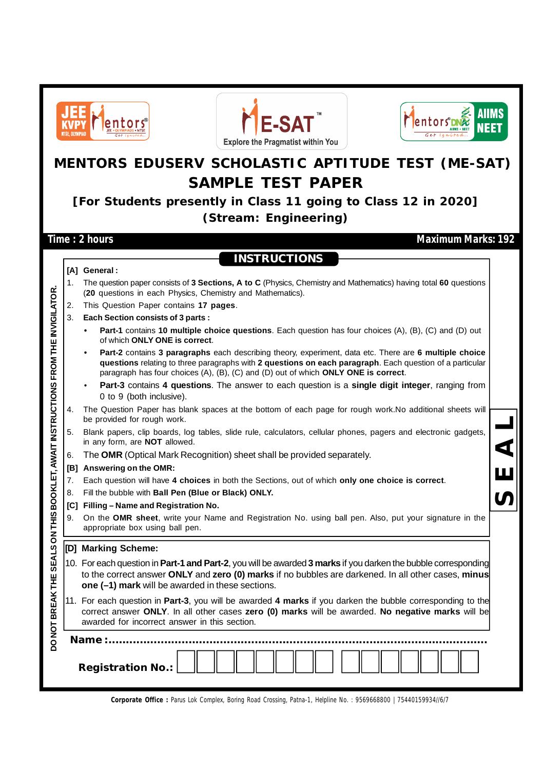# MENTORS EDUSERV SCHOLASTIC APTITUDE TEST (ME-SAT)

## SAMPLE TEST PAPER

### [For Students presently in Class 11 going to Class 12 in 2020]

### (Stream: Engineering)

**Time : 2 hours** | **Maximum Marks: 192**

## INSTRUCTIONS

**[A] General :**

1. The question paper consists of **3 Sections, A to C** (Physics, Chemistry and Mathematics) having total **60** questions (**20** questions in each Physics, Chemistry and Mathematics).
2. This Question Paper contains **17 pages**.
3. **Each Section consists of 3 parts :**
   - **Part-1** contains **10 multiple choice questions**. Each question has four choices (A), (B), (C) and (D) out of which **ONLY ONE is correct**.
   - **Part-2** contains **3 paragraphs** each describing theory, experiment, data etc. There are **6 multiple choice questions** relating to three paragraphs with **2 questions on each paragraph**. Each question of a particular paragraph has four choices (A), (B), (C) and (D) out of which **ONLY ONE is correct**.
   - **Part-3** contains **4 questions**. The answer to each question is a **single digit integer**, ranging from 0 to 9 (both inclusive).
4. The Question Paper has blank spaces at the bottom of each page for rough work.No additional sheets will be provided for rough work.
5. Blank papers, clip boards, log tables, slide rule, calculators, cellular phones, pagers and electronic gadgets, in any form, are **NOT** allowed.
6. The **OMR** (Optical Mark Recognition) sheet shall be provided separately.

**[B] Answering on the OMR:**

7. Each question will have **4 choices** in both the Sections, out of which **only one choice is correct**.
8. Fill the bubble with **Ball Pen (Blue or Black) ONLY.**

**[C] Filling – Name and Registration No.**

9. On the **OMR sheet**, write your Name and Registration No. using ball pen. Also, put your signature in the appropriate box using ball pen.

**[D] Marking Scheme:**

10. For each question in **Part-1 and Part-2**, you will be awarded **3 marks** if you darken the bubble corresponding to the correct answer **ONLY** and **zero (0) marks** if no bubbles are darkened. In all other cases, **minus one (–1) mark** will be awarded in these sections.
11. For each question in **Part-3**, you will be awarded **4 marks** if you darken the bubble corresponding to the correct answer **ONLY**. In all other cases **zero (0) marks** will be awarded. **No negative marks** will be awarded for incorrect answer in this section.

**Name :**.......................................................................................................

**Registration No.:** | | | | | | | | | | | | | | | |

DO NOT BREAK THE SEALS ON THIS BOOKLET, AWAIT INSTRUCTIONS FROM THE INVIGILATOR.

SEAL

**Corporate Office :** Parus Lok Complex, Boring Road Crossing, Patna-1, Helpline No. : 9569668800 | 7544015993/4/6/7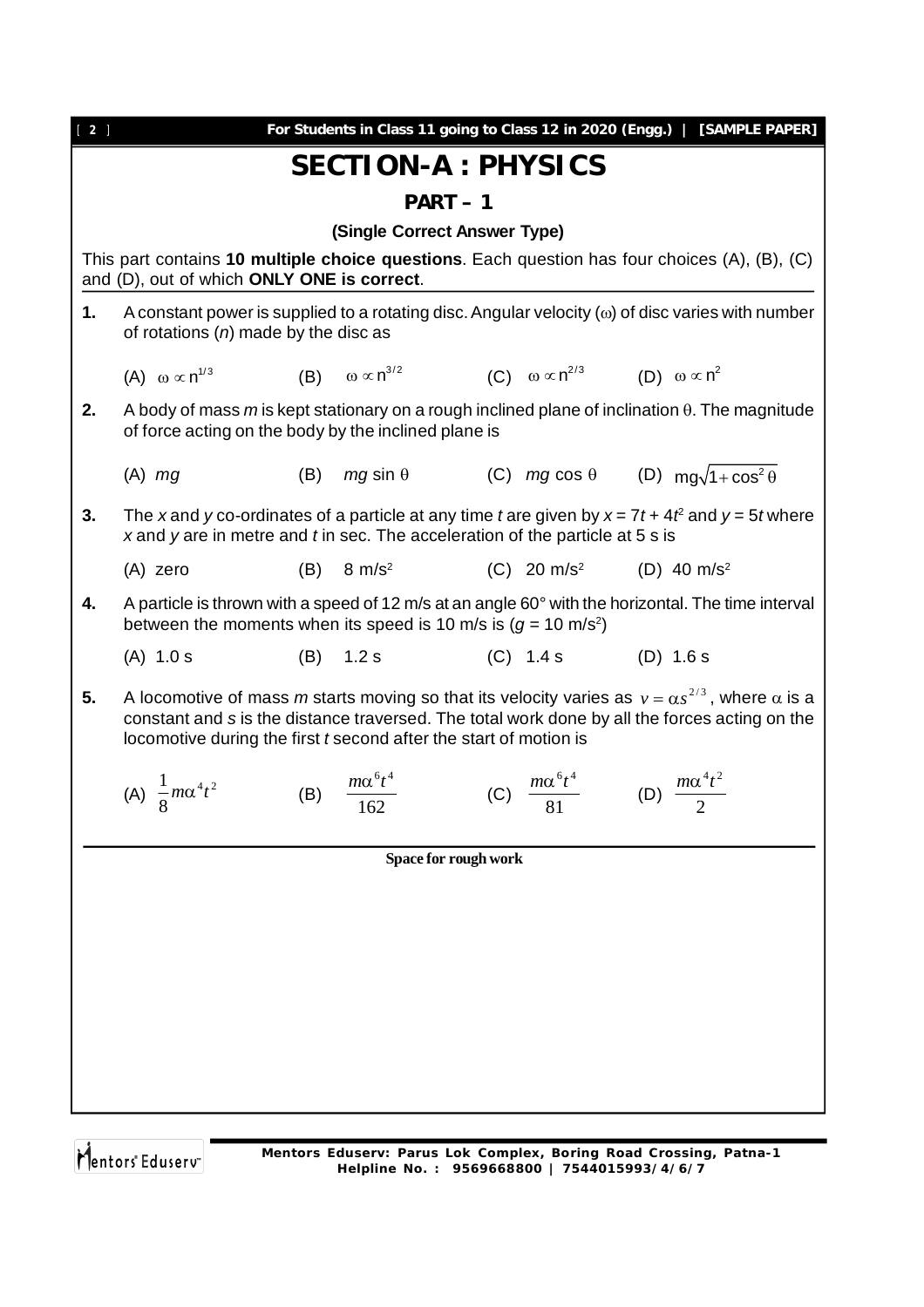# SECTION-A : PHYSICS

## PART – 1

### (Single Correct Answer Type)

This part contains **10 multiple choice questions**. Each question has four choices (A), (B), (C) and (D), out of which **ONLY ONE is correct**.

**1.** A constant power is supplied to a rotating disc. Angular velocity ($\omega$) of disc varies with number of rotations ($n$) made by the disc as

(A) $\omega \propto n^{1/3}$ (B) $\omega \propto n^{3/2}$ (C) $\omega \propto n^{2/3}$ (D) $\omega \propto n^2$

**2.** A body of mass $m$ is kept stationary on a rough inclined plane of inclination $\theta$. The magnitude of force acting on the body by the inclined plane is

(A) $mg$ (B) $mg \sin \theta$ (C) $mg \cos \theta$ (D) $mg\sqrt{1+\cos^2\theta}$

**3.** The $x$ and $y$ co-ordinates of a particle at any time $t$ are given by $x = 7t + 4t^2$ and $y = 5t$ where $x$ and $y$ are in metre and $t$ in sec. The acceleration of the particle at 5 s is

(A) zero (B) 8 $m/s^2$ (C) 20 $m/s^2$ (D) 40 $m/s^2$

**4.** A particle is thrown with a speed of 12 m/s at an angle 60° with the horizontal. The time interval between the moments when its speed is 10 m/s is ($g$ = 10 $m/s^2$)

(A) 1.0 s (B) 1.2 s (C) 1.4 s (D) 1.6 s

**5.** A locomotive of mass $m$ starts moving so that its velocity varies as $v = \alpha s^{2/3}$, where $\alpha$ is a constant and $s$ is the distance traversed. The total work done by all the forces acting on the locomotive during the first $t$ second after the start of motion is

(A) $\frac{1}{8}m\alpha^4 t^2$ (B) $\frac{m\alpha^6 t^4}{162}$ (C) $\frac{m\alpha^6 t^4}{81}$ (D) $\frac{m\alpha^4 t^2}{2}$

**Space for rough work**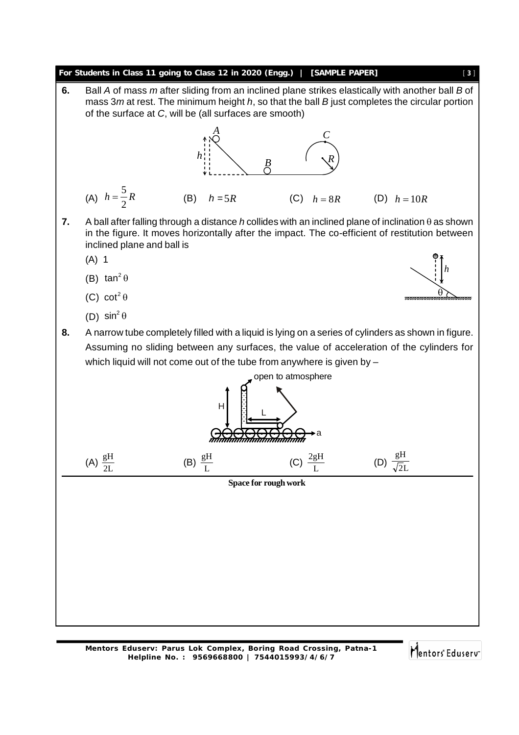**6.** Ball *A* of mass *m* after sliding from an inclined plane strikes elastically with another ball *B* of mass 3*m* at rest. The minimum height *h*, so that the ball *B* just completes the circular portion of the surface at *C*, will be (all surfaces are smooth)

(A) $h = \frac{5}{2}R$ (B) $h = 5R$ (C) $h = 8R$ (D) $h = 10R$

**7.** A ball after falling through a distance *h* collides with an inclined plane of inclination $\theta$ as shown in the figure. It moves horizontally after the impact. The co-efficient of restitution between inclined plane and ball is

(A) 1

(B) $\tan^2\theta$

(C) $\cot^2\theta$

(D) $\sin^2\theta$

**8.** A narrow tube completely filled with a liquid is lying on a series of cylinders as shown in figure. Assuming no sliding between any surfaces, the value of acceleration of the cylinders for which liquid will not come out of the tube from anywhere is given by –

(A) $\frac{gH}{2L}$ (B) $\frac{gH}{L}$ (C) $\frac{2gH}{L}$ (D) $\frac{gH}{\sqrt{2}L}$

**Space for rough work**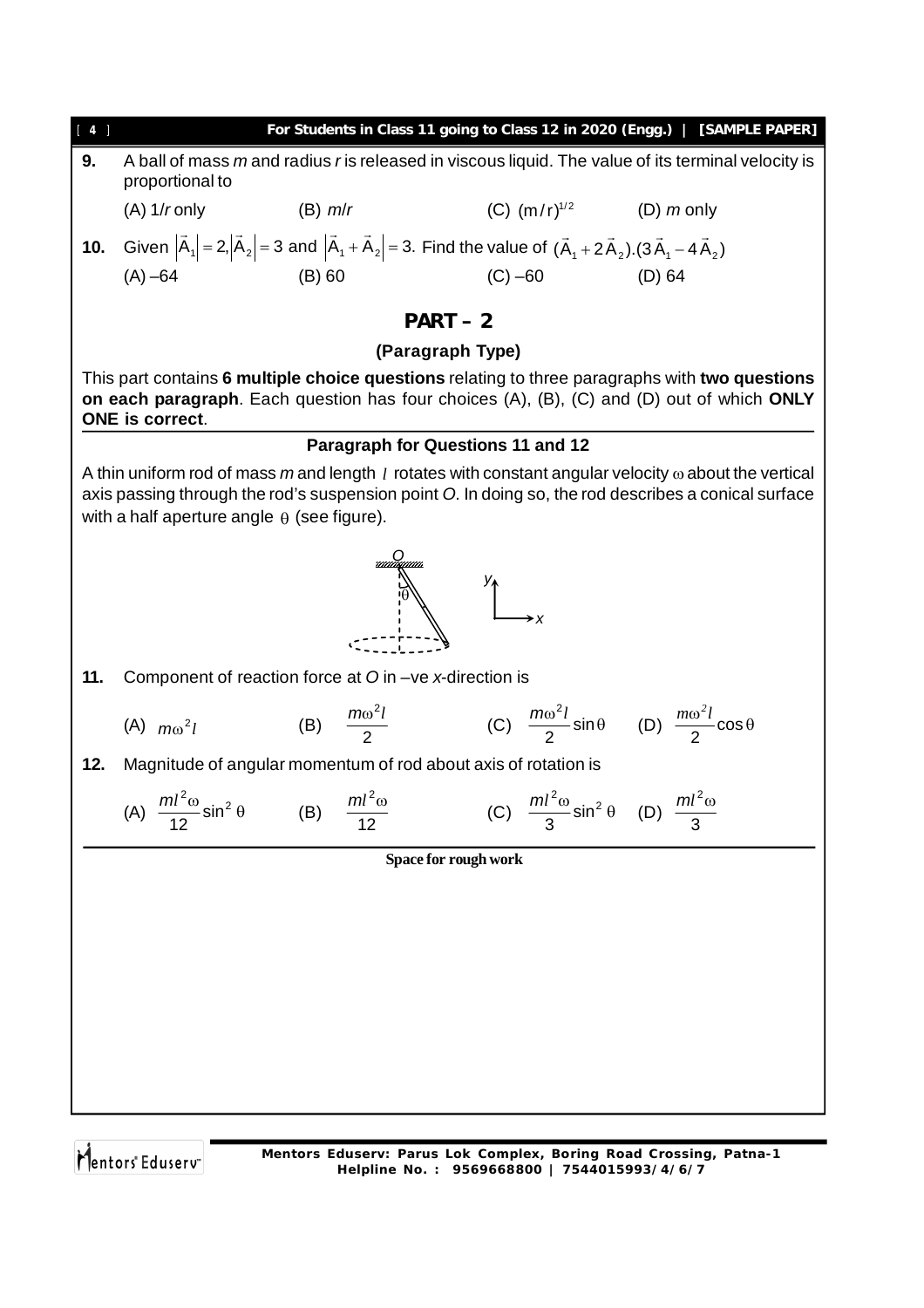**9.** A ball of mass *m* and radius *r* is released in viscous liquid. The value of its terminal velocity is proportional to

(A) $1/r$ only (B) $m/r$ (C) $(m/r)^{1/2}$ (D) $m$ only

**10.** Given $|\vec{A}_1| = 2, |\vec{A}_2| = 3$ and $|\vec{A}_1 + \vec{A}_2| = 3$. Find the value of $(\vec{A}_1 + 2\vec{A}_2).(3\vec{A}_1 - 4\vec{A}_2)$

(A) –64 (B) 60 (C) –60 (D) 64

## PART – 2

### (Paragraph Type)

This part contains **6 multiple choice questions** relating to three paragraphs with **two questions on each paragraph**. Each question has four choices (A), (B), (C) and (D) out of which **ONLY ONE is correct**.

### Paragraph for Questions 11 and 12

A thin uniform rod of mass *m* and length $l$ rotates with constant angular velocity $\omega$ about the vertical axis passing through the rod's suspension point *O*. In doing so, the rod describes a conical surface with a half aperture angle $\theta$ (see figure).

**11.** Component of reaction force at *O* in –ve *x*-direction is

(A) $m\omega^2 l$ (B) $\frac{m\omega^2 l}{2}$ (C) $\frac{m\omega^2 l}{2}\sin\theta$ (D) $\frac{m\omega^2 l}{2}\cos\theta$

**12.** Magnitude of angular momentum of rod about axis of rotation is

(A) $\frac{ml^2\omega}{12}\sin^2\theta$ (B) $\frac{ml^2\omega}{12}$ (C) $\frac{ml^2\omega}{3}\sin^2\theta$ (D) $\frac{ml^2\omega}{3}$

Space for rough work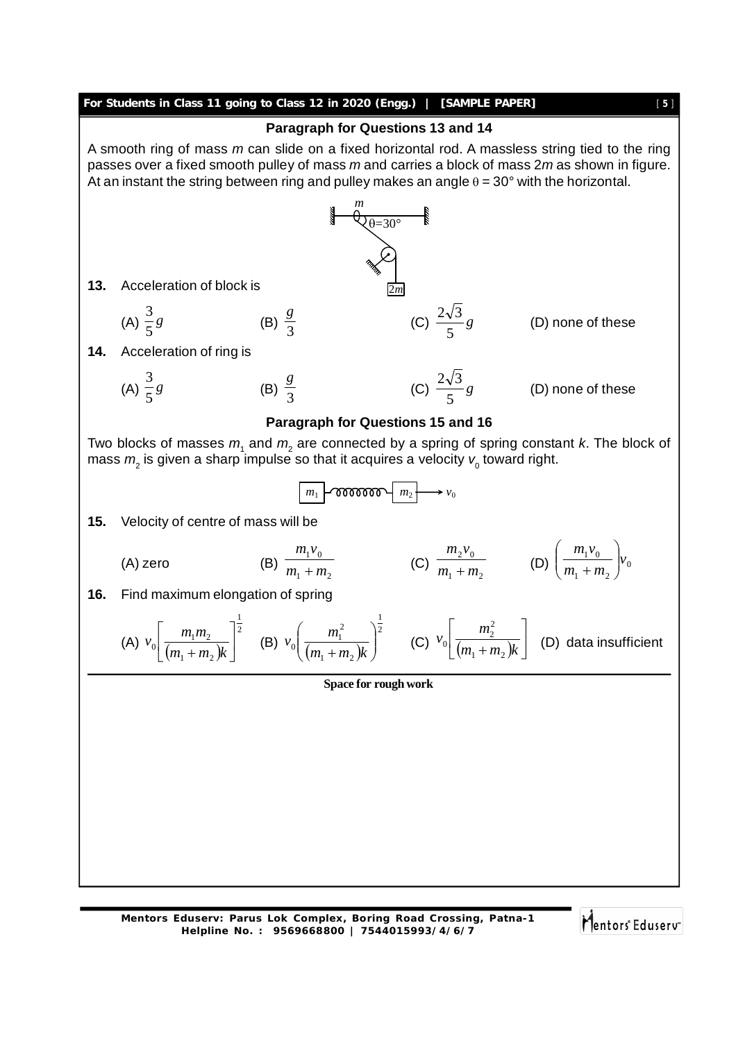### Paragraph for Questions 13 and 14

A smooth ring of mass *m* can slide on a fixed horizontal rod. A massless string tied to the ring passes over a fixed smooth pulley of mass *m* and carries a block of mass 2*m* as shown in figure. At an instant the string between ring and pulley makes an angle $\theta = 30°$ with the horizontal.

**13.** Acceleration of block is

(A) $\frac{3}{5}g$ (B) $\frac{g}{3}$ (C) $\frac{2\sqrt{3}}{5}g$ (D) none of these

**14.** Acceleration of ring is

(A) $\frac{3}{5}g$ (B) $\frac{g}{3}$ (C) $\frac{2\sqrt{3}}{5}g$ (D) none of these

### Paragraph for Questions 15 and 16

Two blocks of masses $m_1$ and $m_2$ are connected by a spring of spring constant *k*. The block of mass $m_2$ is given a sharp impulse so that it acquires a velocity $v_0$ toward right.

**15.** Velocity of centre of mass will be

(A) zero (B) $\frac{m_1 v_0}{m_1 + m_2}$ (C) $\frac{m_2 v_0}{m_1 + m_2}$ (D) $\left(\frac{m_1 v_0}{m_1 + m_2}\right)v_0$

**16.** Find maximum elongation of spring

(A) $v_0\left[\frac{m_1 m_2}{(m_1 + m_2)k}\right]^{\frac{1}{2}}$ (B) $v_0\left(\frac{m_1^2}{(m_1 + m_2)k}\right)^{\frac{1}{2}}$ (C) $v_0\left[\frac{m_2^2}{(m_1 + m_2)k}\right]$ (D) data insufficient

**Space for rough work**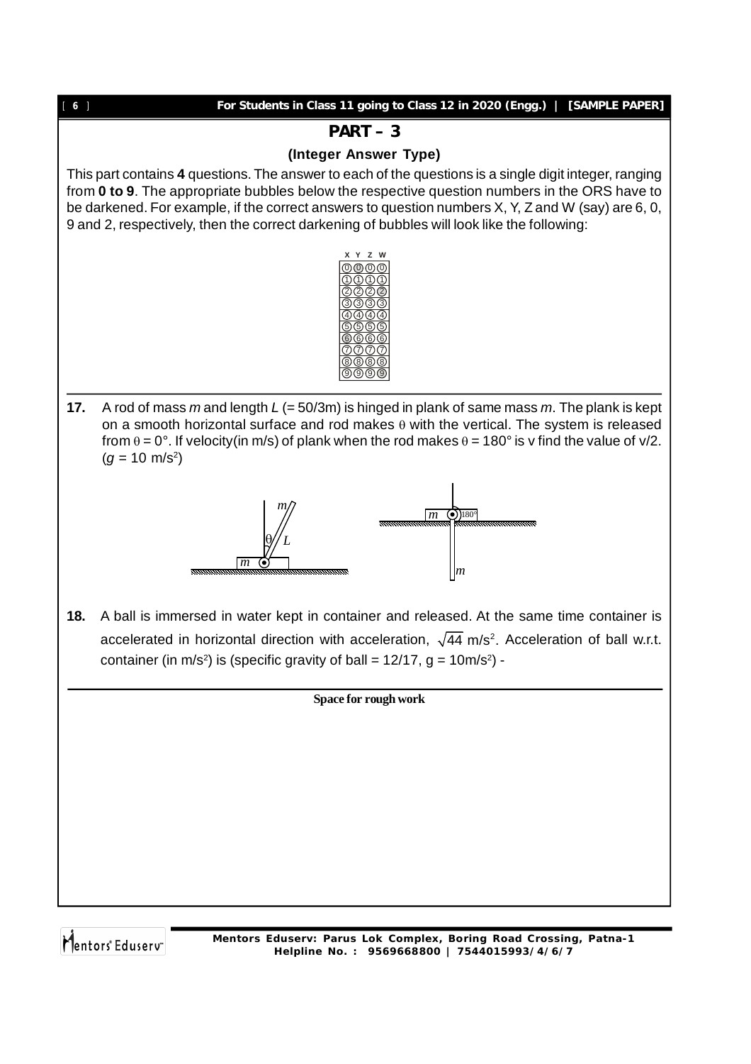## PART – 3

### (Integer Answer Type)

This part contains **4** questions. The answer to each of the questions is a single digit integer, ranging from **0 to 9**. The appropriate bubbles below the respective question numbers in the ORS have to be darkened. For example, if the correct answers to question numbers X, Y, Z and W (say) are 6, 0, 9 and 2, respectively, then the correct darkening of bubbles will look like the following:

| X | Y | Z | W |
|---|---|---|---|
| 0 | 0 | 0 | 0 |
| 1 | 1 | 1 | 1 |
| 2 | 2 | 2 | 2 |
| 3 | 3 | 3 | 3 |
| 4 | 4 | 4 | 4 |
| 5 | 5 | 5 | 5 |
| 6 | 6 | 6 | 6 |
| 7 | 7 | 7 | 7 |
| 8 | 8 | 8 | 8 |
| 9 | 9 | 9 | 9 |

**17.** A rod of mass $m$ and length $L$ (= 50/3m) is hinged in plank of same mass $m$. The plank is kept on a smooth horizontal surface and rod makes $\theta$ with the vertical. The system is released from $\theta = 0°$. If velocity(in m/s) of plank when the rod makes $\theta = 180°$ is v find the value of v/2. ($g$ = 10 m/s$^2$)

**18.** A ball is immersed in water kept in container and released. At the same time container is accelerated in horizontal direction with acceleration, $\sqrt{44}$ m/s$^2$. Acceleration of ball w.r.t. container (in m/s$^2$) is (specific gravity of ball = 12/17, g = 10m/s$^2$) -

**Space for rough work**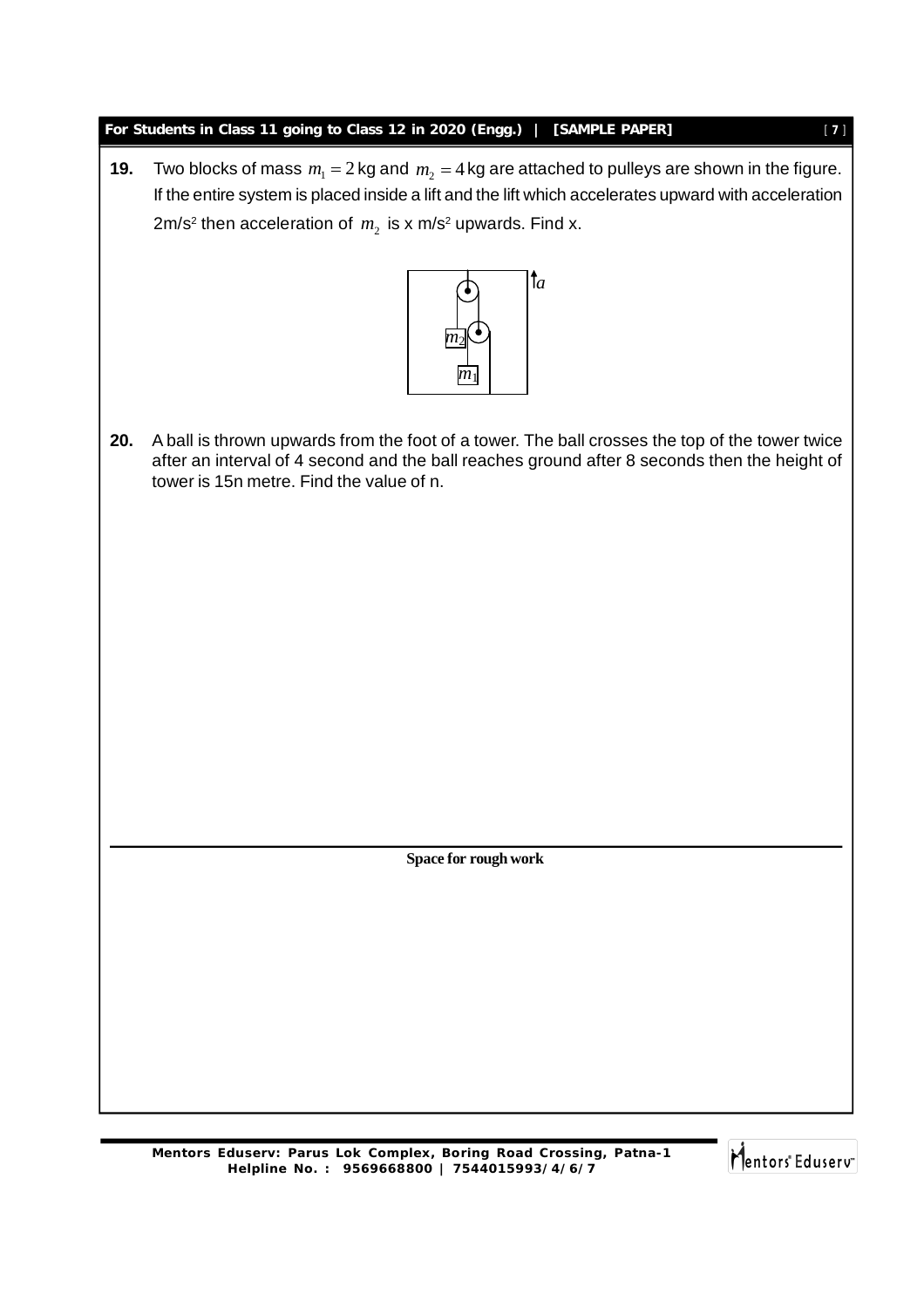**19.** Two blocks of mass $m_1 = 2$ kg and $m_2 = 4$ kg are attached to pulleys are shown in the figure. If the entire system is placed inside a lift and the lift which accelerates upward with acceleration 2m/s$^2$ then acceleration of $m_2$ is x m/s$^2$ upwards. Find x.

**20.** A ball is thrown upwards from the foot of a tower. The ball crosses the top of the tower twice after an interval of 4 second and the ball reaches ground after 8 seconds then the height of tower is 15n metre. Find the value of n.

**Space for rough work**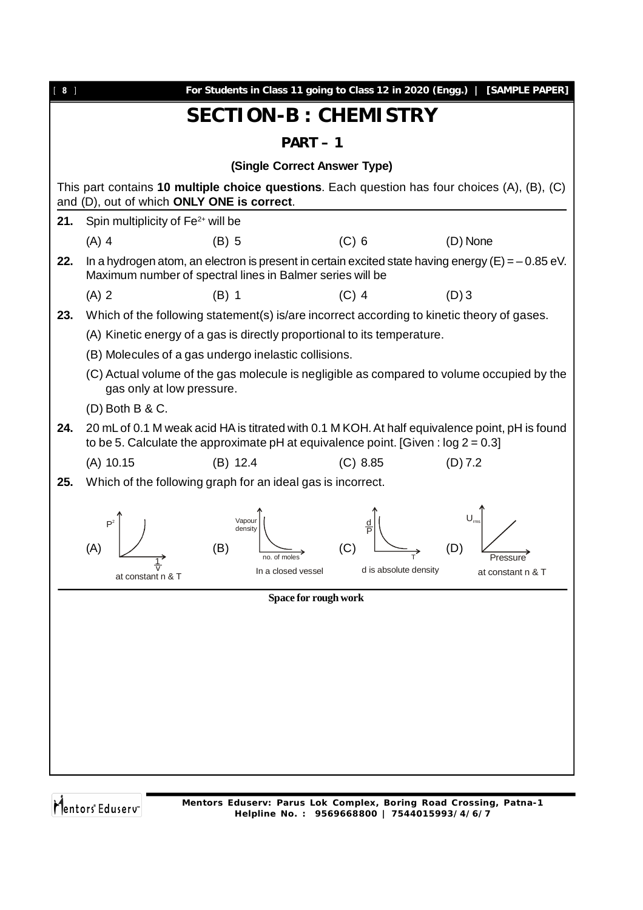# SECTION-B : CHEMISTRY

## PART – 1

**(Single Correct Answer Type)**

This part contains **10 multiple choice questions**. Each question has four choices (A), (B), (C) and (D), out of which **ONLY ONE is correct**.

**21.** Spin multiplicity of $Fe^{2+}$ will be

(A) 4 (B) 5 (C) 6 (D) None

**22.** In a hydrogen atom, an electron is present in certain excited state having energy (E) = – 0.85 eV. Maximum number of spectral lines in Balmer series will be

(A) 2 (B) 1 (C) 4 (D) 3

**23.** Which of the following statement(s) is/are incorrect according to kinetic theory of gases.

(A) Kinetic energy of a gas is directly proportional to its temperature.

(B) Molecules of a gas undergo inelastic collisions.

(C) Actual volume of the gas molecule is negligible as compared to volume occupied by the gas only at low pressure.

(D) Both B & C.

**24.** 20 mL of 0.1 M weak acid HA is titrated with 0.1 M KOH. At half equivalence point, pH is found to be 5. Calculate the approximate pH at equivalence point. [Given : log 2 = 0.3]

(A) 10.15 (B) 12.4 (C) 8.85 (D) 7.2

**25.** Which of the following graph for an ideal gas is incorrect.

(A) $P^2$ vs $\frac{1}{V}$ — at constant n & T

(B) Vapour density vs no. of moles — In a closed vessel

(C) $\frac{d}{P}$ vs T — d is absolute density

(D) $U_{rms}$ vs Pressure — at constant n & T

Space for rough work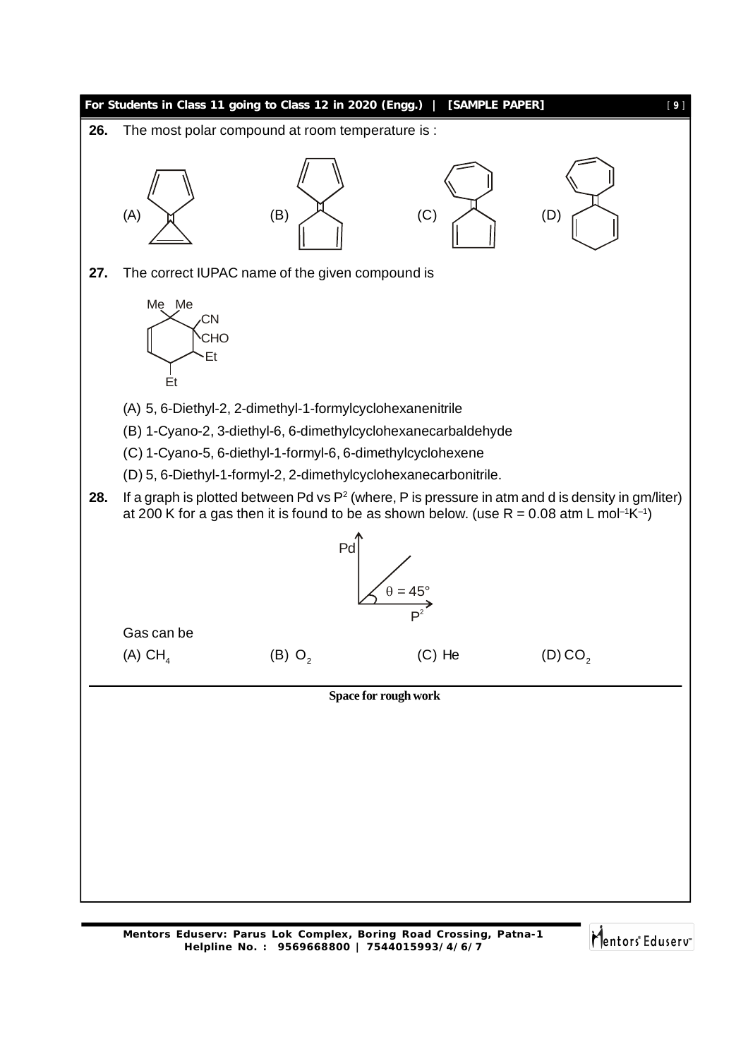**26.** The most polar compound at room temperature is :

(A) (B) (C) (D)

**27.** The correct IUPAC name of the given compound is

(A) 5, 6-Diethyl-2, 2-dimethyl-1-formylcyclohexanenitrile

(B) 1-Cyano-2, 3-diethyl-6, 6-dimethylcyclohexanecarbaldehyde

(C) 1-Cyano-5, 6-diethyl-1-formyl-6, 6-dimethylcyclohexene

(D) 5, 6-Diethyl-1-formyl-2, 2-dimethylcyclohexanecarbonitrile.

**28.** If a graph is plotted between Pd vs $P^2$ (where, P is pressure in atm and d is density in gm/liter) at 200 K for a gas then it is found to be as shown below. (use $R = 0.08$ atm L $mol^{-1}K^{-1}$)

Pd vs $P^2$, $\theta = 45°$

Gas can be

(A) $CH_4$ (B) $O_2$ (C) He (D) $CO_2$

**Space for rough work**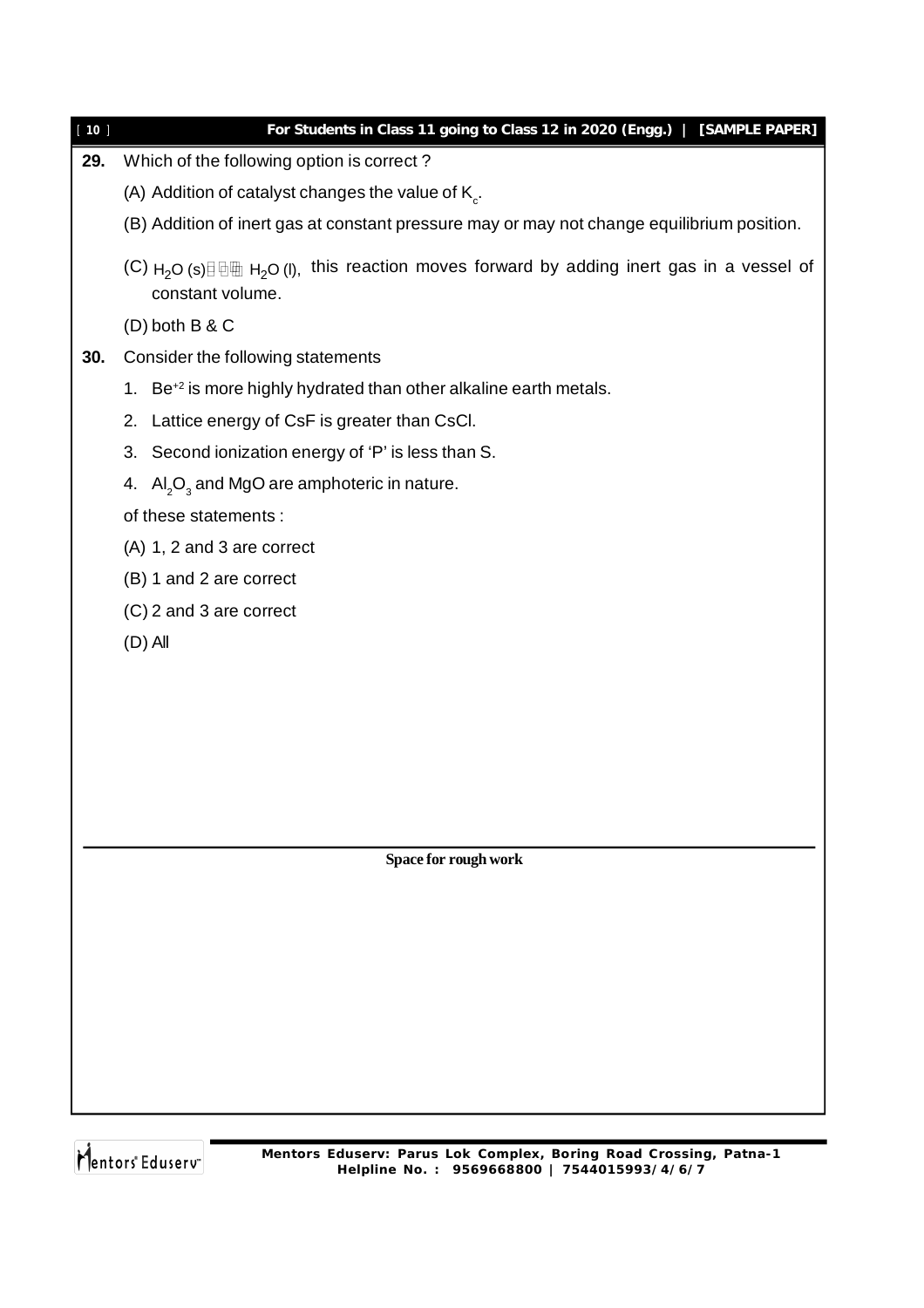**29.** Which of the following option is correct ?

(A) Addition of catalyst changes the value of $K_c$.

(B) Addition of inert gas at constant pressure may or may not change equilibrium position.

(C) $H_2O\,(s) \rightleftharpoons H_2O\,(l)$, this reaction moves forward by adding inert gas in a vessel of constant volume.

(D) both B & C

**30.** Consider the following statements

1. $Be^{+2}$ is more highly hydrated than other alkaline earth metals.
2. Lattice energy of CsF is greater than CsCl.
3. Second ionization energy of 'P' is less than S.
4. $Al_2O_3$ and MgO are amphoteric in nature.

of these statements :

(A) 1, 2 and 3 are correct

(B) 1 and 2 are correct

(C) 2 and 3 are correct

(D) All

**Space for rough work**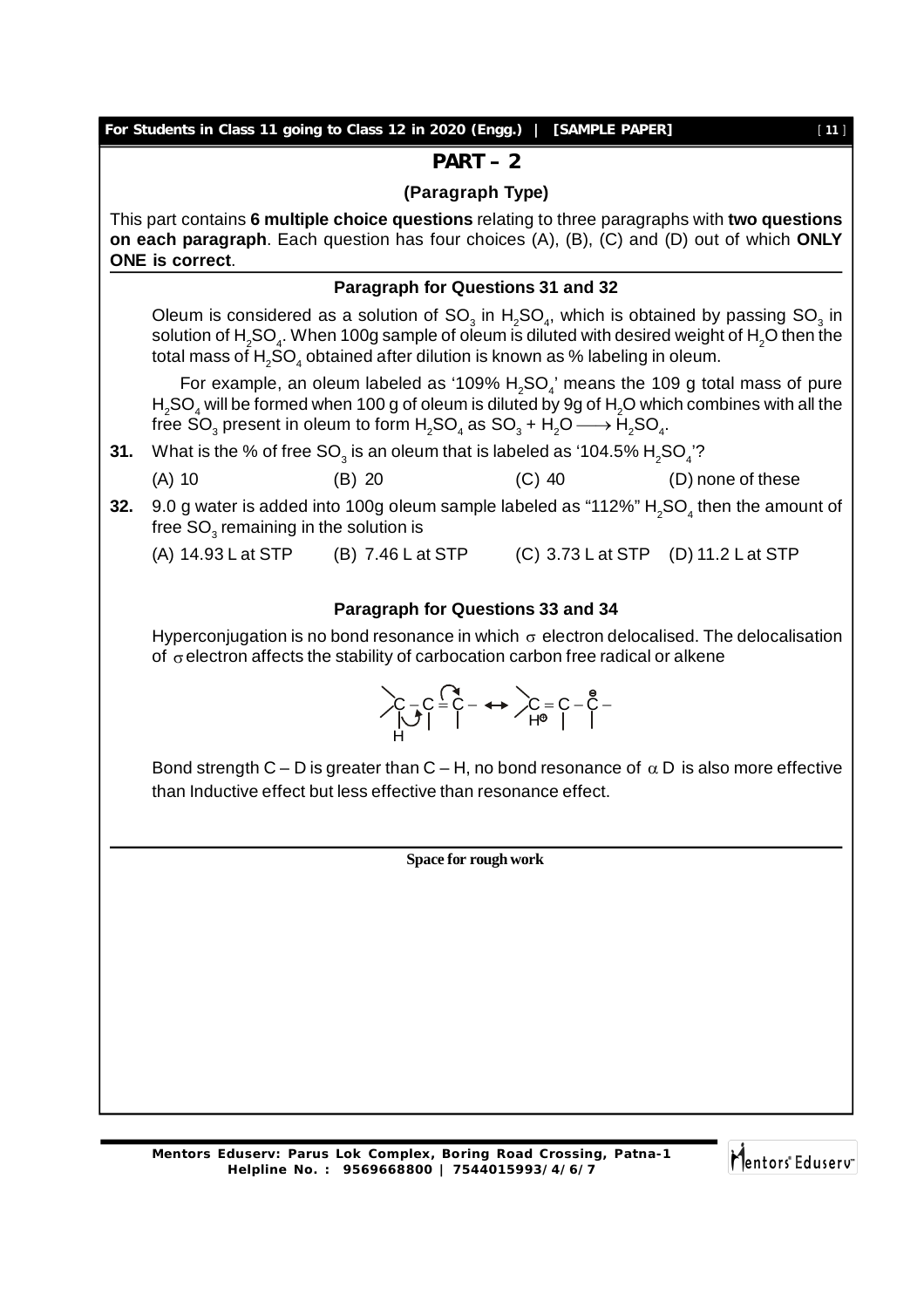## PART – 2

### (Paragraph Type)

This part contains **6 multiple choice questions** relating to three paragraphs with **two questions on each paragraph**. Each question has four choices (A), (B), (C) and (D) out of which **ONLY ONE is correct**.

### Paragraph for Questions 31 and 32

Oleum is considered as a solution of $SO_3$ in $H_2SO_4$, which is obtained by passing $SO_3$ in solution of $H_2SO_4$. When 100g sample of oleum is diluted with desired weight of $H_2O$ then the total mass of $H_2SO_4$ obtained after dilution is known as % labeling in oleum.

For example, an oleum labeled as '109% $H_2SO_4$' means the 109 g total mass of pure $H_2SO_4$ will be formed when 100 g of oleum is diluted by 9g of $H_2O$ which combines with all the free $SO_3$ present in oleum to form $H_2SO_4$ as $SO_3 + H_2O \longrightarrow H_2SO_4$.

**31.** What is the % of free $SO_3$ is an oleum that is labeled as '104.5% $H_2SO_4$'?

(A) 10 (B) 20 (C) 40 (D) none of these

**32.** 9.0 g water is added into 100g oleum sample labeled as "112%" $H_2SO_4$ then the amount of free $SO_3$ remaining in the solution is

(A) 14.93 L at STP (B) 7.46 L at STP (C) 3.73 L at STP (D) 11.2 L at STP

### Paragraph for Questions 33 and 34

Hyperconjugation is no bond resonance in which $\sigma$ electron delocalised. The delocalisation of $\sigma$ electron affects the stability of carbocation carbon free radical or alkene

$$\begin{array}{c} \diagup \\ \diagdown \end{array} \underset{|\atop H}{C} - C = C - \longleftrightarrow \begin{array}{c} \diagup \\ \diagdown \end{array} C = C - \overset{\ominus}{C} - \quad H^{\oplus}$$

Bond strength C – D is greater than C – H, no bond resonance of $\alpha$ D is also more effective than Inductive effect but less effective than resonance effect.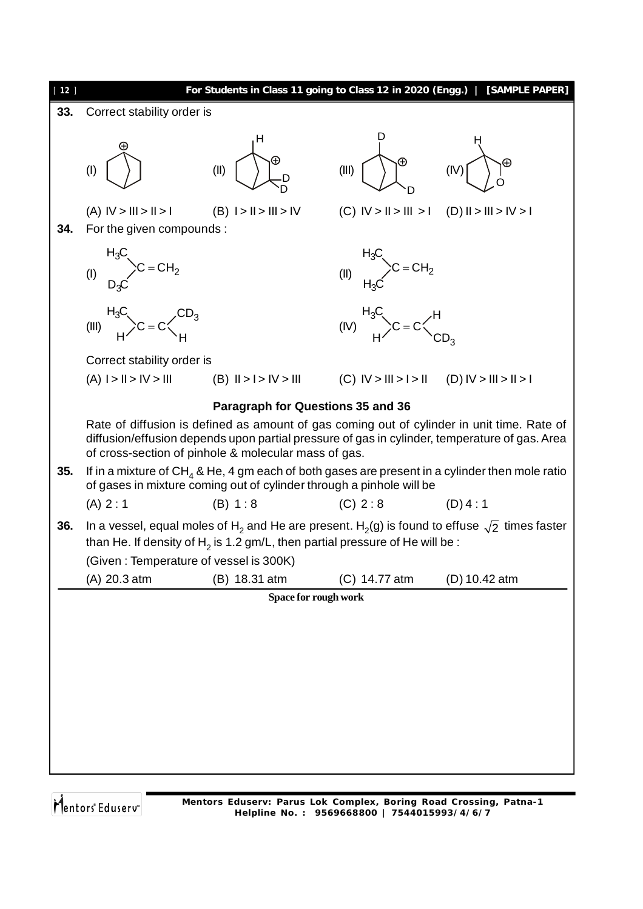**33.** Correct stability order is

(I) (II) (III) (IV)

(A) IV > III > II > I (B) I > II > III > IV (C) IV > II > III > I (D) II > III > IV > I

**34.** For the given compounds :

(I) $(H_3C)(D_3C)C = CH_2$

(II) $(H_3C)(H_3C)C = CH_2$

(III) $H_3C(H)C = C(CD_3)H$

(IV) $H_3C(H)C = C(H)CD_3$

Correct stability order is

(A) I > II > IV > III (B) II > I > IV > III (C) IV > III > I > II (D) IV > III > II > I

### Paragraph for Questions 35 and 36

Rate of diffusion is defined as amount of gas coming out of cylinder in unit time. Rate of diffusion/effusion depends upon partial pressure of gas in cylinder, temperature of gas. Area of cross-section of pinhole & molecular mass of gas.

**35.** If in a mixture of $CH_4$ & He, 4 gm each of both gases are present in a cylinder then mole ratio of gases in mixture coming out of cylinder through a pinhole will be

(A) 2 : 1 (B) 1 : 8 (C) 2 : 8 (D) 4 : 1

**36.** In a vessel, equal moles of $H_2$ and He are present. $H_2$(g) is found to effuse $\sqrt{2}$ times faster than He. If density of $H_2$ is 1.2 gm/L, then partial pressure of He will be :

(Given : Temperature of vessel is 300K)

(A) 20.3 atm (B) 18.31 atm (C) 14.77 atm (D) 10.42 atm

Space for rough work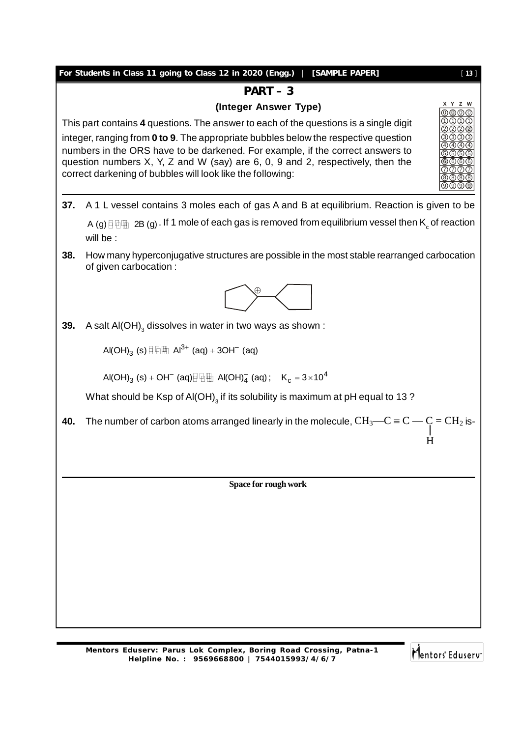## PART – 3

### (Integer Answer Type)

This part contains **4** questions. The answer to each of the questions is a single digit integer, ranging from **0 to 9**. The appropriate bubbles below the respective question numbers in the ORS have to be darkened. For example, if the correct answers to question numbers X, Y, Z and W (say) are 6, 0, 9 and 2, respectively, then the correct darkening of bubbles will look like the following:

**37.** A 1 L vessel contains 3 moles each of gas A and B at equilibrium. Reaction is given to be $A\,(g) \rightleftharpoons 2B\,(g)$. If 1 mole of each gas is removed from equilibrium vessel then $K_c$ of reaction will be :

**38.** How many hyperconjugative structures are possible in the most stable rearranged carbocation of given carbocation :

**39.** A salt $Al(OH)_3$ dissolves in water in two ways as shown :

$$Al(OH)_3\,(s) \rightleftharpoons Al^{3+}\,(aq) + 3OH^-\,(aq)$$

$$Al(OH)_3\,(s) + OH^-\,(aq) \rightleftharpoons Al(OH)_4^-\,(aq)\,; \quad K_c = 3 \times 10^4$$

What should be Ksp of $Al(OH)_3$ if its solubility is maximum at pH equal to 13 ?

**40.** The number of carbon atoms arranged linearly in the molecule, $CH_3—C \equiv C — C(H) = CH_2$ is-

Space for rough work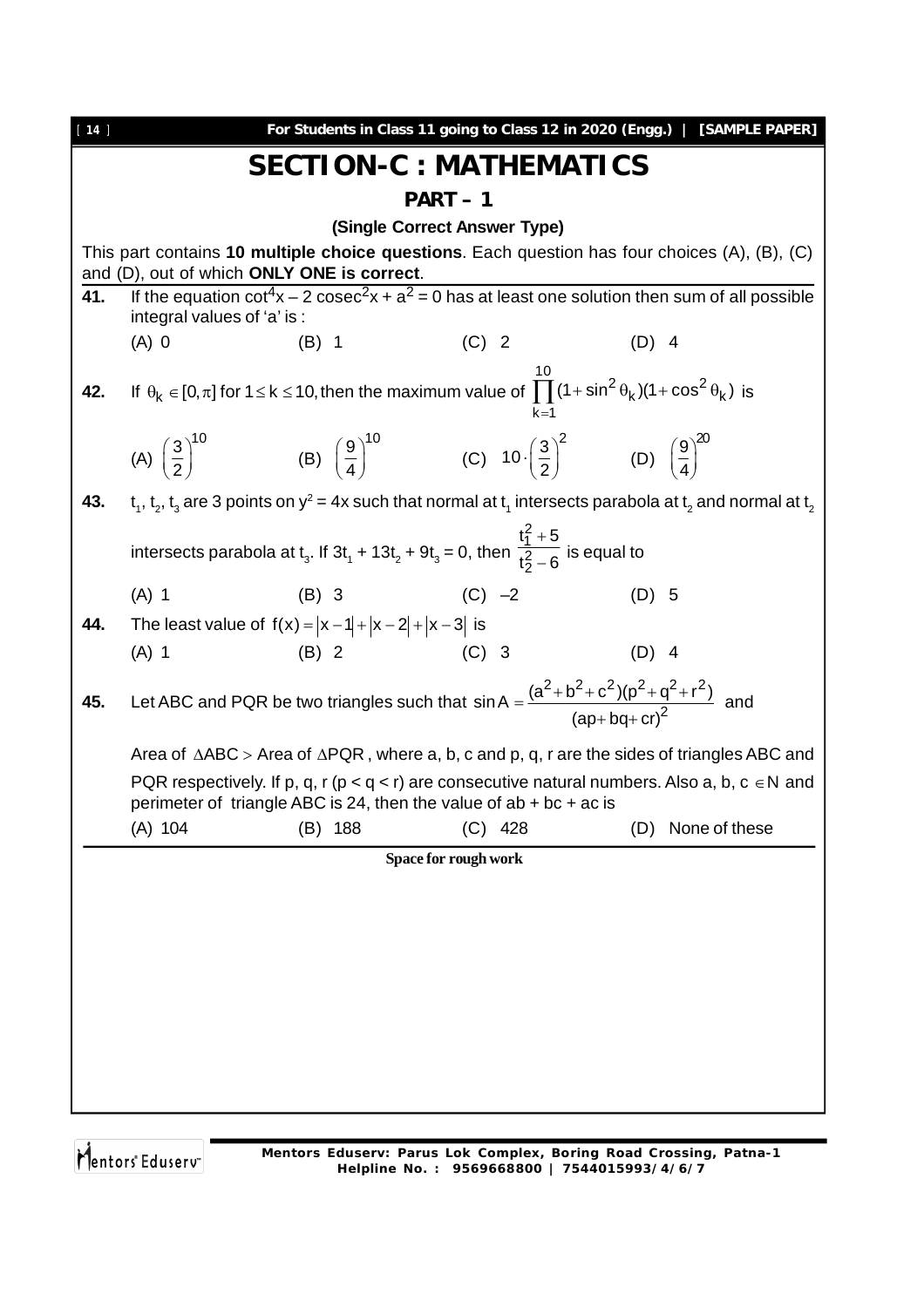# SECTION-C : MATHEMATICS

## PART – 1

### (Single Correct Answer Type)

This part contains **10 multiple choice questions**. Each question has four choices (A), (B), (C) and (D), out of which **ONLY ONE is correct**.

**41.** If the equation $\cot^4 x - 2\,\text{cosec}^2 x + a^2 = 0$ has at least one solution then sum of all possible integral values of 'a' is :

(A) 0 (B) 1 (C) 2 (D) 4

**42.** If $\theta_k \in [0, \pi]$ for $1 \le k \le 10$, then the maximum value of $\prod_{k=1}^{10} (1+\sin^2\theta_k)(1+\cos^2\theta_k)$ is

(A) $\left(\frac{3}{2}\right)^{10}$ (B) $\left(\frac{9}{4}\right)^{10}$ (C) $10\cdot\left(\frac{3}{2}\right)^{2}$ (D) $\left(\frac{9}{4}\right)^{20}$

**43.** $t_1, t_2, t_3$ are 3 points on $y^2 = 4x$ such that normal at $t_1$ intersects parabola at $t_2$ and normal at $t_2$ intersects parabola at $t_3$. If $3t_1 + 13t_2 + 9t_3 = 0$, then $\frac{t_1^2+5}{t_2^2-6}$ is equal to

(A) 1 (B) 3 (C) –2 (D) 5

**44.** The least value of $f(x) = |x-1| + |x-2| + |x-3|$ is

(A) 1 (B) 2 (C) 3 (D) 4

**45.** Let ABC and PQR be two triangles such that $\sin A = \frac{(a^2+b^2+c^2)(p^2+q^2+r^2)}{(ap+bq+cr)^2}$ and Area of $\Delta ABC >$ Area of $\Delta PQR$, where a, b, c and p, q, r are the sides of triangles ABC and PQR respectively. If p, q, r ($p < q < r$) are consecutive natural numbers. Also a, b, c $\in N$ and perimeter of triangle ABC is 24, then the value of ab + bc + ac is

(A) 104 (B) 188 (C) 428 (D) None of these

Space for rough work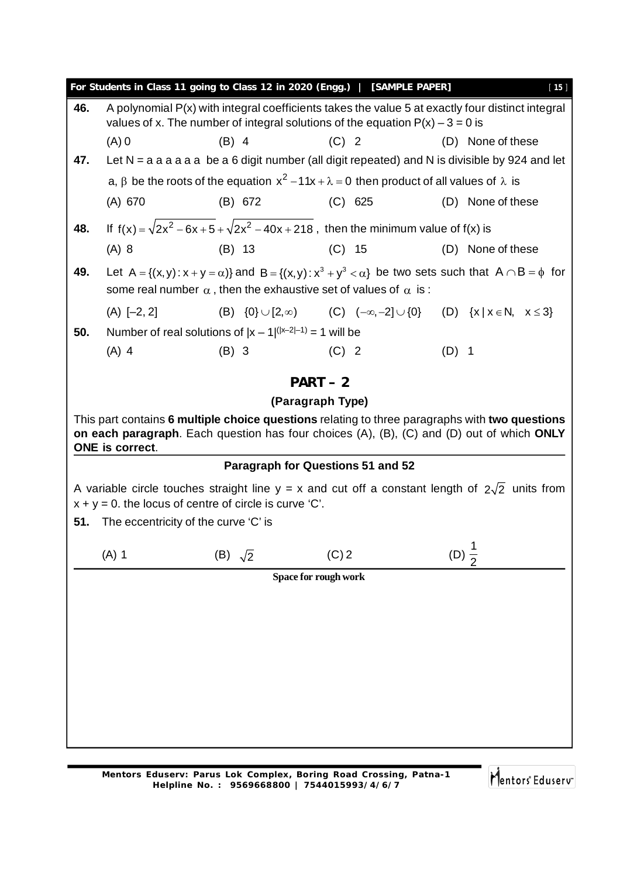**46.** A polynomial P(x) with integral coefficients takes the value 5 at exactly four distinct integral values of x. The number of integral solutions of the equation $P(x) - 3 = 0$ is

(A) 0 (B) 4 (C) 2 (D) None of these

**47.** Let N = a a a a a a be a 6 digit number (all digit repeated) and N is divisible by 924 and let a, $\beta$ be the roots of the equation $x^2 - 11x + \lambda = 0$ then product of all values of $\lambda$ is

(A) 670 (B) 672 (C) 625 (D) None of these

**48.** If $f(x) = \sqrt{2x^2 - 6x + 5} + \sqrt{2x^2 - 40x + 218}$, then the minimum value of f(x) is

(A) 8 (B) 13 (C) 15 (D) None of these

**49.** Let $A = \{(x, y) : x + y = \alpha)\}$ and $B = \{(x, y) : x^3 + y^3 < \alpha\}$ be two sets such that $A \cap B = \phi$ for some real number $\alpha$, then the exhaustive set of values of $\alpha$ is :

(A) $[-2, 2]$ (B) $\{0\} \cup [2, \infty)$ (C) $(-\infty, -2] \cup \{0\}$ (D) $\{x \mid x \in N, \ x \le 3\}$

**50.** Number of real solutions of $|x - 1|^{(|x-2|-1)} = 1$ will be

(A) 4 (B) 3 (C) 2 (D) 1

## PART – 2

### (Paragraph Type)

This part contains **6 multiple choice questions** relating to three paragraphs with **two questions on each paragraph**. Each question has four choices (A), (B), (C) and (D) out of which **ONLY ONE is correct**.

### Paragraph for Questions 51 and 52

A variable circle touches straight line y = x and cut off a constant length of $2\sqrt{2}$ units from $x + y = 0$. the locus of centre of circle is curve 'C'.

**51.** The eccentricity of the curve 'C' is

(A) 1 (B) $\sqrt{2}$ (C) 2 (D) $\frac{1}{2}$

**Space for rough work**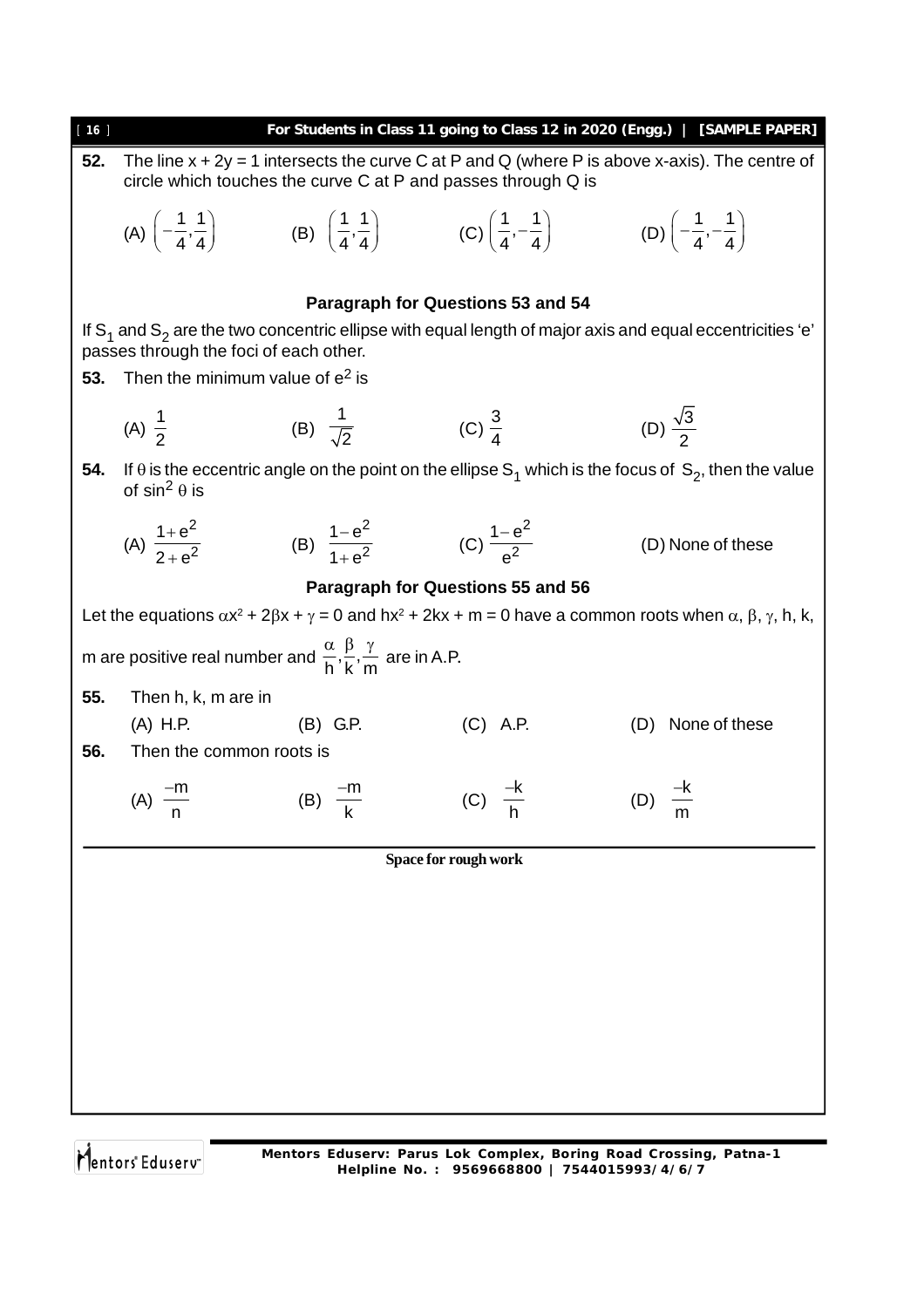**52.** The line $x + 2y = 1$ intersects the curve C at P and Q (where P is above x-axis). The centre of circle which touches the curve C at P and passes through Q is

(A) $\left(-\frac{1}{4}, \frac{1}{4}\right)$ (B) $\left(\frac{1}{4}, \frac{1}{4}\right)$ (C) $\left(\frac{1}{4}, -\frac{1}{4}\right)$ (D) $\left(-\frac{1}{4}, -\frac{1}{4}\right)$

### Paragraph for Questions 53 and 54

If $S_1$ and $S_2$ are the two concentric ellipse with equal length of major axis and equal eccentricities 'e' passes through the foci of each other.

**53.** Then the minimum value of $e^2$ is

(A) $\frac{1}{2}$ (B) $\frac{1}{\sqrt{2}}$ (C) $\frac{3}{4}$ (D) $\frac{\sqrt{3}}{2}$

**54.** If $\theta$ is the eccentric angle on the point on the ellipse $S_1$ which is the focus of $S_2$, then the value of $\sin^2 \theta$ is

(A) $\frac{1+e^2}{2+e^2}$ (B) $\frac{1-e^2}{1+e^2}$ (C) $\frac{1-e^2}{e^2}$ (D) None of these

### Paragraph for Questions 55 and 56

Let the equations $\alpha x^2 + 2\beta x + \gamma = 0$ and $hx^2 + 2kx + m = 0$ have a common roots when $\alpha, \beta, \gamma, h, k,$ m are positive real number and $\frac{\alpha}{h}, \frac{\beta}{k}, \frac{\gamma}{m}$ are in A.P.

**55.** Then h, k, m are in

(A) H.P. (B) G.P. (C) A.P. (D) None of these

**56.** Then the common roots is

(A) $\frac{-m}{n}$ (B) $\frac{-m}{k}$ (C) $\frac{-k}{h}$ (D) $\frac{-k}{m}$

Space for rough work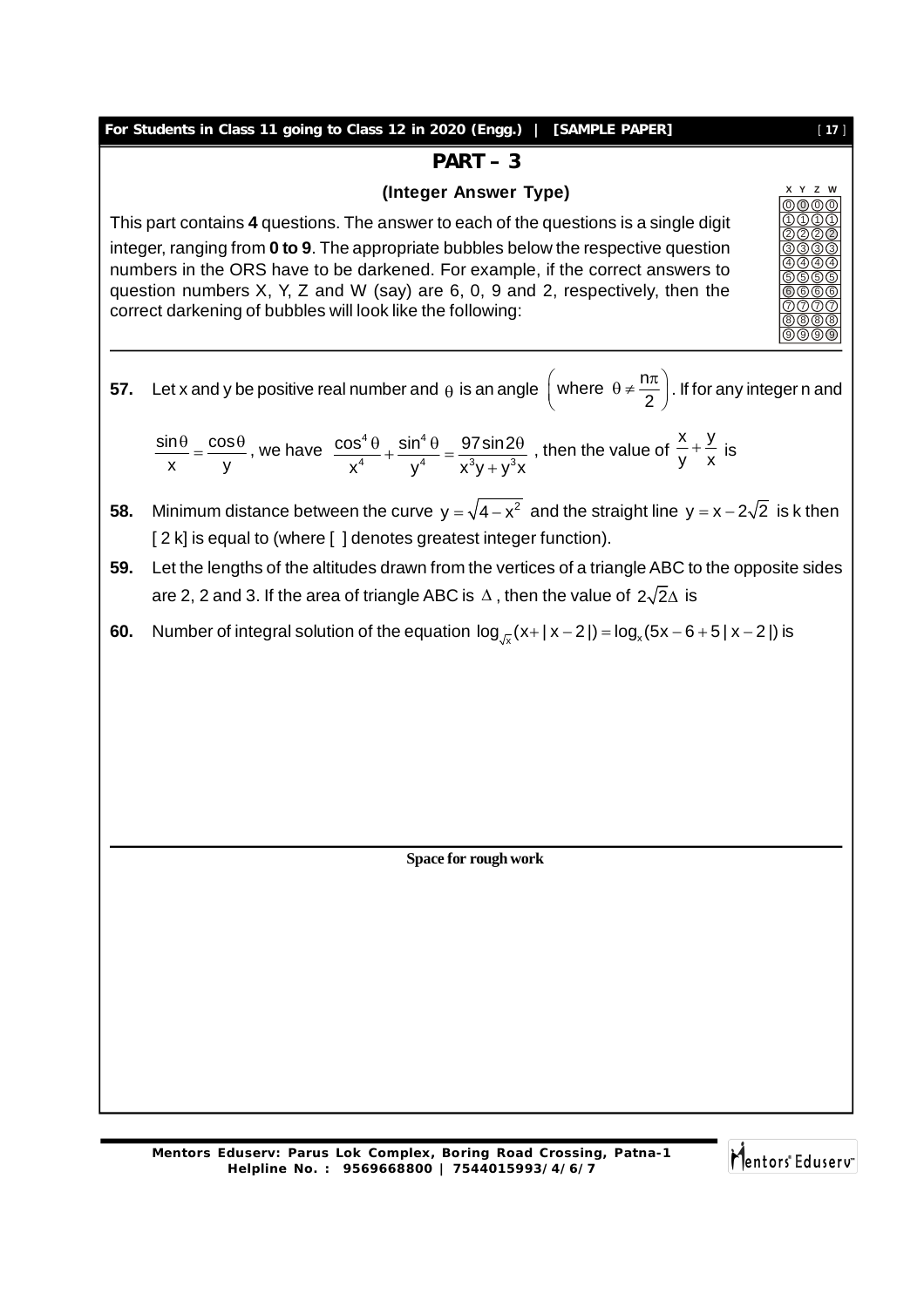## PART – 3

### (Integer Answer Type)

This part contains **4** questions. The answer to each of the questions is a single digit integer, ranging from **0 to 9**. The appropriate bubbles below the respective question numbers in the ORS have to be darkened. For example, if the correct answers to question numbers X, Y, Z and W (say) are 6, 0, 9 and 2, respectively, then the correct darkening of bubbles will look like the following:

**57.** Let x and y be positive real number and $\theta$ is an angle $\left(\text{where } \theta \neq \frac{n\pi}{2}\right)$. If for any integer n and $\frac{\sin\theta}{x} = \frac{\cos\theta}{y}$, we have $\frac{\cos^4\theta}{x^4} + \frac{\sin^4\theta}{y^4} = \frac{97\sin 2\theta}{x^3y + y^3x}$, then the value of $\frac{x}{y} + \frac{y}{x}$ is

**58.** Minimum distance between the curve $y = \sqrt{4 - x^2}$ and the straight line $y = x - 2\sqrt{2}$ is k then [ 2 k] is equal to (where [ ] denotes greatest integer function).

**59.** Let the lengths of the altitudes drawn from the vertices of a triangle ABC to the opposite sides are 2, 2 and 3. If the area of triangle ABC is $\Delta$, then the value of $2\sqrt{2}\Delta$ is

**60.** Number of integral solution of the equation $\log_{\sqrt{x}}(x + |x - 2|) = \log_x(5x - 6 + 5|x - 2|)$ is

**Space for rough work**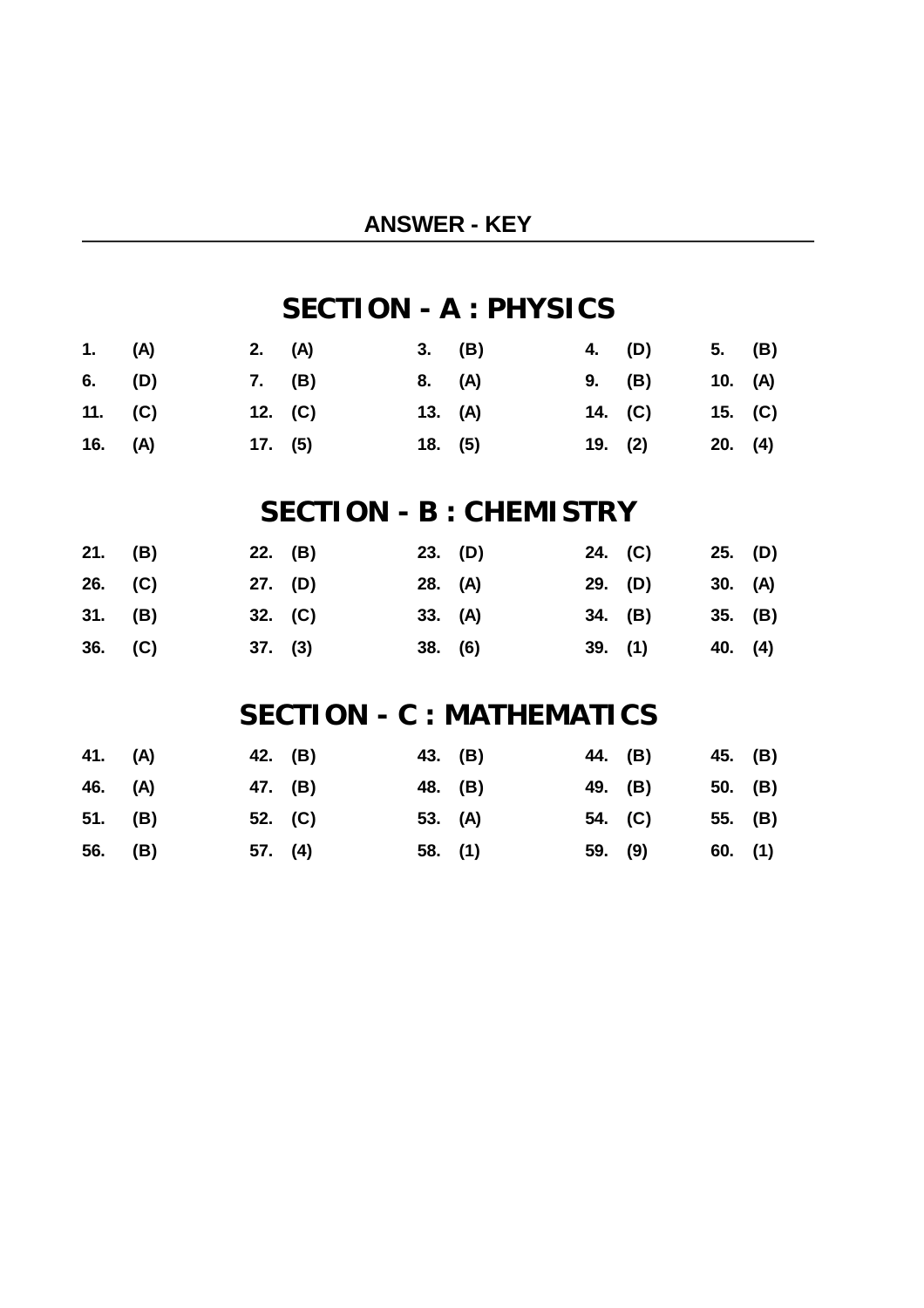## ANSWER - KEY

# SECTION - A : PHYSICS

| | | | | | | | | | |
|---|---|---|---|---|---|---|---|---|---|
| 1. | (A) | 2. | (A) | 3. | (B) | 4. | (D) | 5. | (B) |
| 6. | (D) | 7. | (B) | 8. | (A) | 9. | (B) | 10. | (A) |
| 11. | (C) | 12. | (C) | 13. | (A) | 14. | (C) | 15. | (C) |
| 16. | (A) | 17. | (5) | 18. | (5) | 19. | (2) | 20. | (4) |

# SECTION - B : CHEMISTRY

| | | | | | | | | | |
|---|---|---|---|---|---|---|---|---|---|
| 21. | (B) | 22. | (B) | 23. | (D) | 24. | (C) | 25. | (D) |
| 26. | (C) | 27. | (D) | 28. | (A) | 29. | (D) | 30. | (A) |
| 31. | (B) | 32. | (C) | 33. | (A) | 34. | (B) | 35. | (B) |
| 36. | (C) | 37. | (3) | 38. | (6) | 39. | (1) | 40. | (4) |

# SECTION - C : MATHEMATICS

| | | | | | | | | | |
|---|---|---|---|---|---|---|---|---|---|
| 41. | (A) | 42. | (B) | 43. | (B) | 44. | (B) | 45. | (B) |
| 46. | (A) | 47. | (B) | 48. | (B) | 49. | (B) | 50. | (B) |
| 51. | (B) | 52. | (C) | 53. | (A) | 54. | (C) | 55. | (B) |
| 56. | (B) | 57. | (4) | 58. | (1) | 59. | (9) | 60. | (1) |